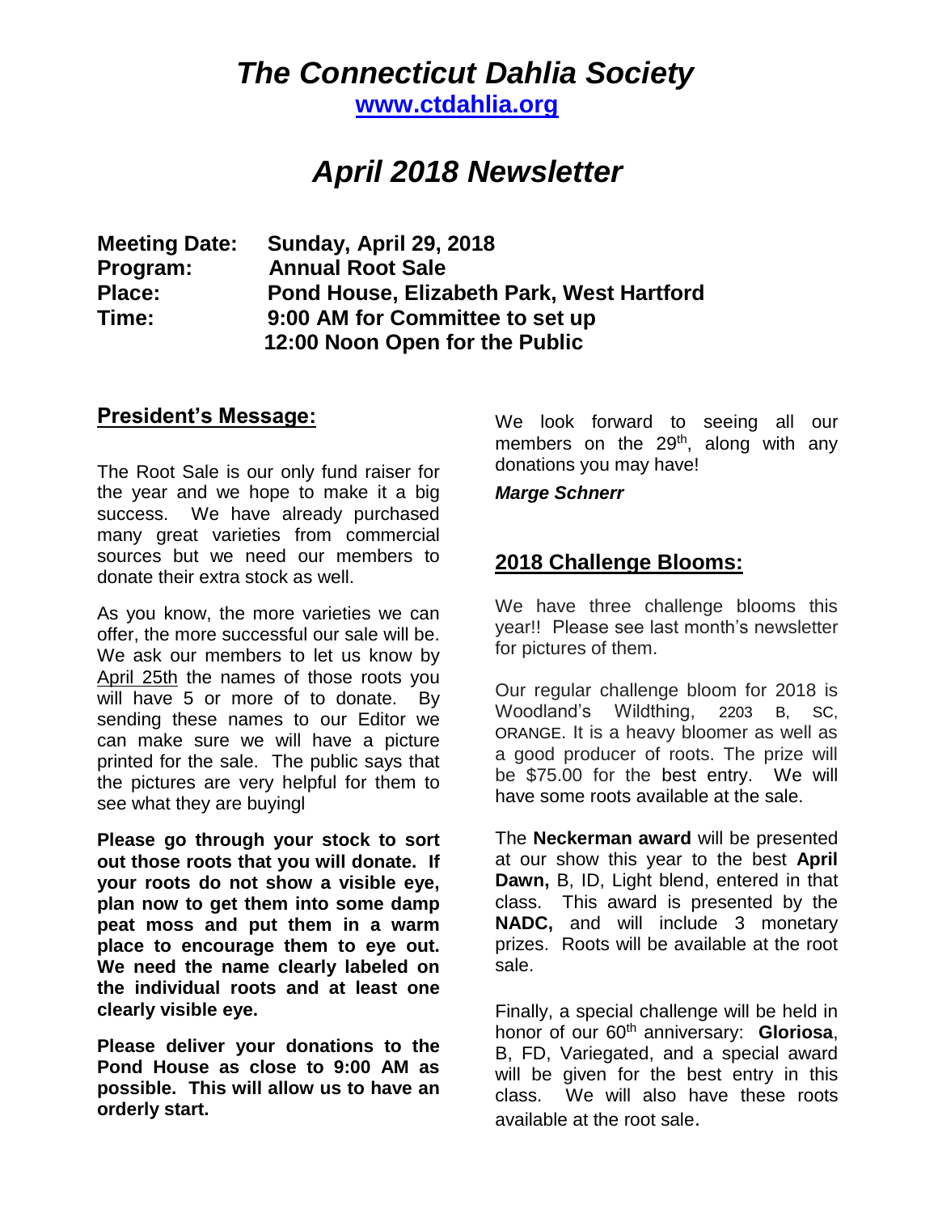# *The Connecticut Dahlia Society*

**[www.ctdahlia.org](http://www.ctdahlia.org)**

# *April 2018 Newsletter*

**Meeting Date:** **Sunday, April 29, 2018**
**Program:** **Annual Root Sale**
**Place:** **Pond House, Elizabeth Park, West Hartford**
**Time:** **9:00 AM for Committee to set up**
**12:00 Noon Open for the Public**

## President's Message:

The Root Sale is our only fund raiser for the year and we hope to make it a big success. We have already purchased many great varieties from commercial sources but we need our members to donate their extra stock as well.

As you know, the more varieties we can offer, the more successful our sale will be. We ask our members to let us know by April 25th the names of those roots you will have 5 or more of to donate. By sending these names to our Editor we can make sure we will have a picture printed for the sale. The public says that the pictures are very helpful for them to see what they are buyingl

**Please go through your stock to sort out those roots that you will donate. If your roots do not show a visible eye, plan now to get them into some damp peat moss and put them in a warm place to encourage them to eye out. We need the name clearly labeled on the individual roots and at least one clearly visible eye.**

**Please deliver your donations to the Pond House as close to 9:00 AM as possible. This will allow us to have an orderly start.**

We look forward to seeing all our members on the 29th, along with any donations you may have!

***Marge Schnerr***

## 2018 Challenge Blooms:

We have three challenge blooms this year!! Please see last month's newsletter for pictures of them.

Our regular challenge bloom for 2018 is Woodland's Wildthing, 2203 B, SC, ORANGE. It is a heavy bloomer as well as a good producer of roots. The prize will be $75.00 for the best entry. We will have some roots available at the sale.

The **Neckerman award** will be presented at our show this year to the best **April Dawn,** B, ID, Light blend, entered in that class. This award is presented by the **NADC,** and will include 3 monetary prizes. Roots will be available at the root sale.

Finally, a special challenge will be held in honor of our 60th anniversary: **Gloriosa**, B, FD, Variegated, and a special award will be given for the best entry in this class. We will also have these roots available at the root sale.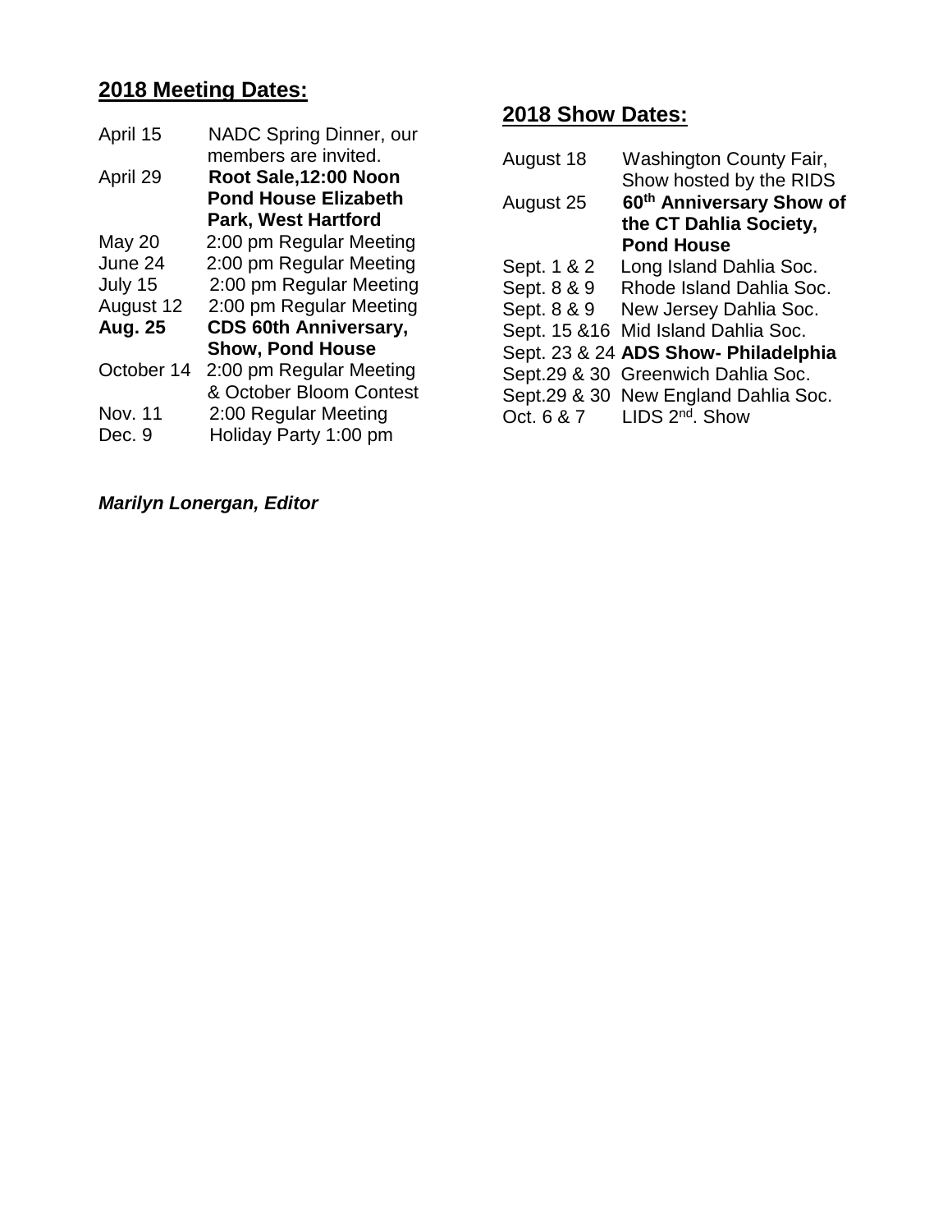## 2018 Meeting Dates:

| | |
|---|---|
| April 15 | NADC Spring Dinner, our members are invited. |
| April 29 | **Root Sale,12:00 Noon Pond House Elizabeth Park, West Hartford** |
| May 20 | 2:00 pm Regular Meeting |
| June 24 | 2:00 pm Regular Meeting |
| July 15 | 2:00 pm Regular Meeting |
| August 12 | 2:00 pm Regular Meeting |
| **Aug. 25** | **CDS 60th Anniversary, Show, Pond House** |
| October 14 | 2:00 pm Regular Meeting & October Bloom Contest |
| Nov. 11 | 2:00 Regular Meeting |
| Dec. 9 | Holiday Party 1:00 pm |

***Marilyn Lonergan, Editor***

## 2018 Show Dates:

| | |
|---|---|
| August 18 | Washington County Fair, Show hosted by the RIDS |
| August 25 | **60th Anniversary Show of the CT Dahlia Society, Pond House** |
| Sept. 1 & 2 | Long Island Dahlia Soc. |
| Sept. 8 & 9 | Rhode Island Dahlia Soc. |
| Sept. 8 & 9 | New Jersey Dahlia Soc. |
| Sept. 15 &16 | Mid Island Dahlia Soc. |
| Sept. 23 & 24 | **ADS Show- Philadelphia** |
| Sept.29 & 30 | Greenwich Dahlia Soc. |
| Sept.29 & 30 | New England Dahlia Soc. |
| Oct. 6 & 7 | LIDS 2nd. Show |